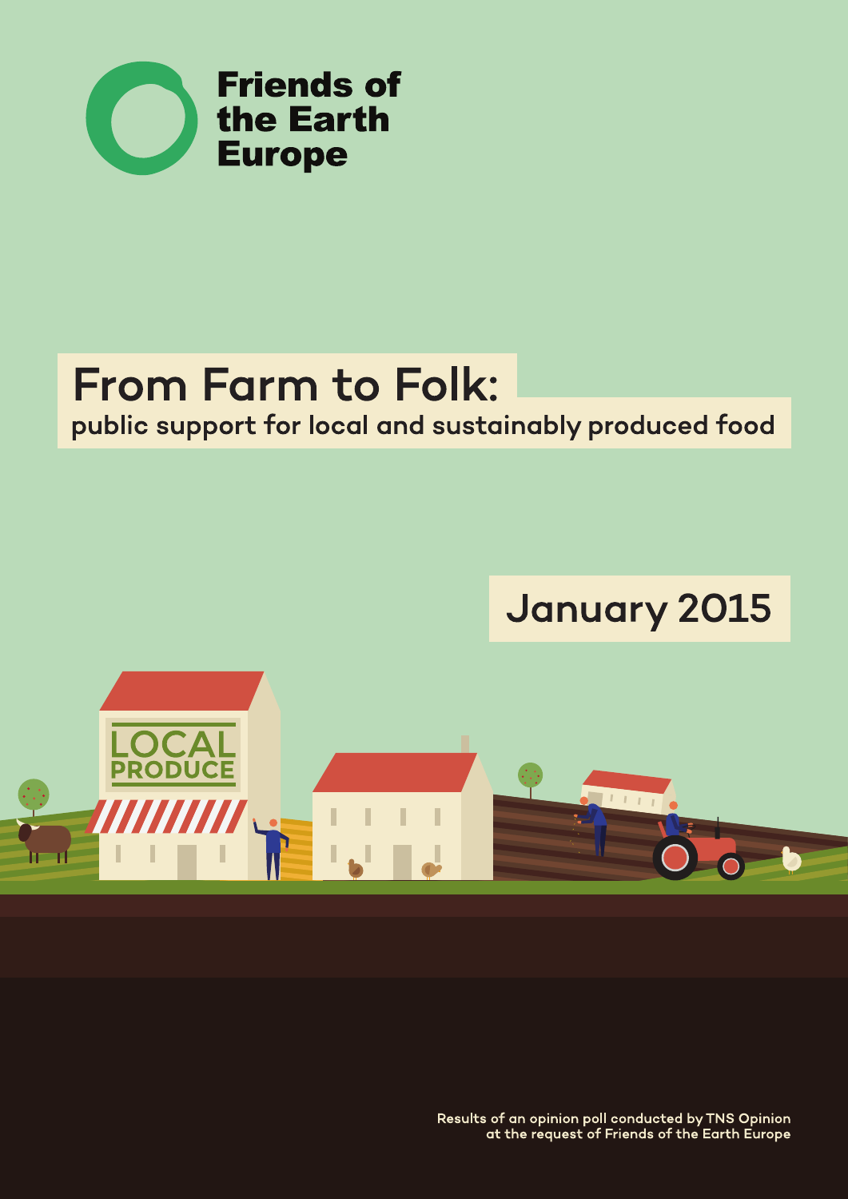Friends of the Earth Europe

# From Farm to Folk:

## public support for local and sustainably produced food

January 2015

Results of an opinion poll conducted by TNS Opinion at the request of Friends of the Earth Europe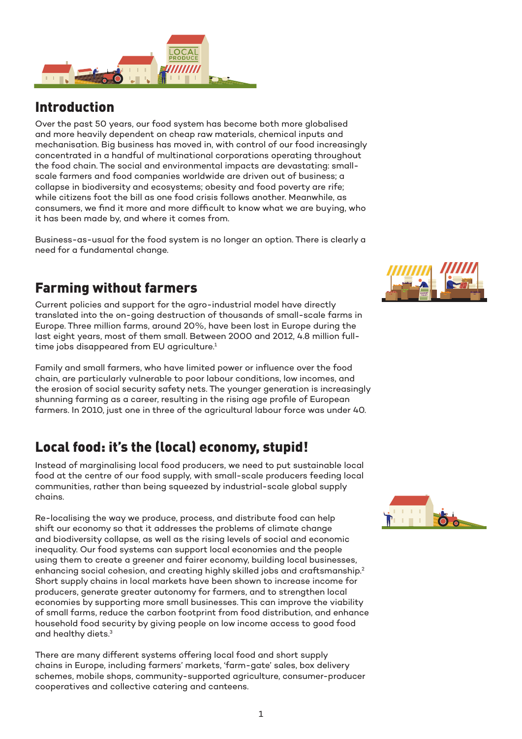## Introduction

Over the past 50 years, our food system has become both more globalised and more heavily dependent on cheap raw materials, chemical inputs and mechanisation. Big business has moved in, with control of our food increasingly concentrated in a handful of multinational corporations operating throughout the food chain. The social and environmental impacts are devastating: small-scale farmers and food companies worldwide are driven out of business; a collapse in biodiversity and ecosystems; obesity and food poverty are rife; while citizens foot the bill as one food crisis follows another. Meanwhile, as consumers, we find it more and more difficult to know what we are buying, who it has been made by, and where it comes from.

Business-as-usual for the food system is no longer an option. There is clearly a need for a fundamental change.

## Farming without farmers

Current policies and support for the agro-industrial model have directly translated into the on-going destruction of thousands of small-scale farms in Europe. Three million farms, around 20%, have been lost in Europe during the last eight years, most of them small. Between 2000 and 2012, 4.8 million full-time jobs disappeared from EU agriculture.[1]

Family and small farmers, who have limited power or influence over the food chain, are particularly vulnerable to poor labour conditions, low incomes, and the erosion of social security safety nets. The younger generation is increasingly shunning farming as a career, resulting in the rising age profile of European farmers. In 2010, just one in three of the agricultural labour force was under 40.

## Local food: it's the (local) economy, stupid!

Instead of marginalising local food producers, we need to put sustainable local food at the centre of our food supply, with small-scale producers feeding local communities, rather than being squeezed by industrial-scale global supply chains.

Re-localising the way we produce, process, and distribute food can help shift our economy so that it addresses the problems of climate change and biodiversity collapse, as well as the rising levels of social and economic inequality. Our food systems can support local economies and the people using them to create a greener and fairer economy, building local businesses, enhancing social cohesion, and creating highly skilled jobs and craftsmanship.[2] Short supply chains in local markets have been shown to increase income for producers, generate greater autonomy for farmers, and to strengthen local economies by supporting more small businesses. This can improve the viability of small farms, reduce the carbon footprint from food distribution, and enhance household food security by giving people on low income access to good food and healthy diets.[3]

There are many different systems offering local food and short supply chains in Europe, including farmers' markets, 'farm-gate' sales, box delivery schemes, mobile shops, community-supported agriculture, consumer-producer cooperatives and collective catering and canteens.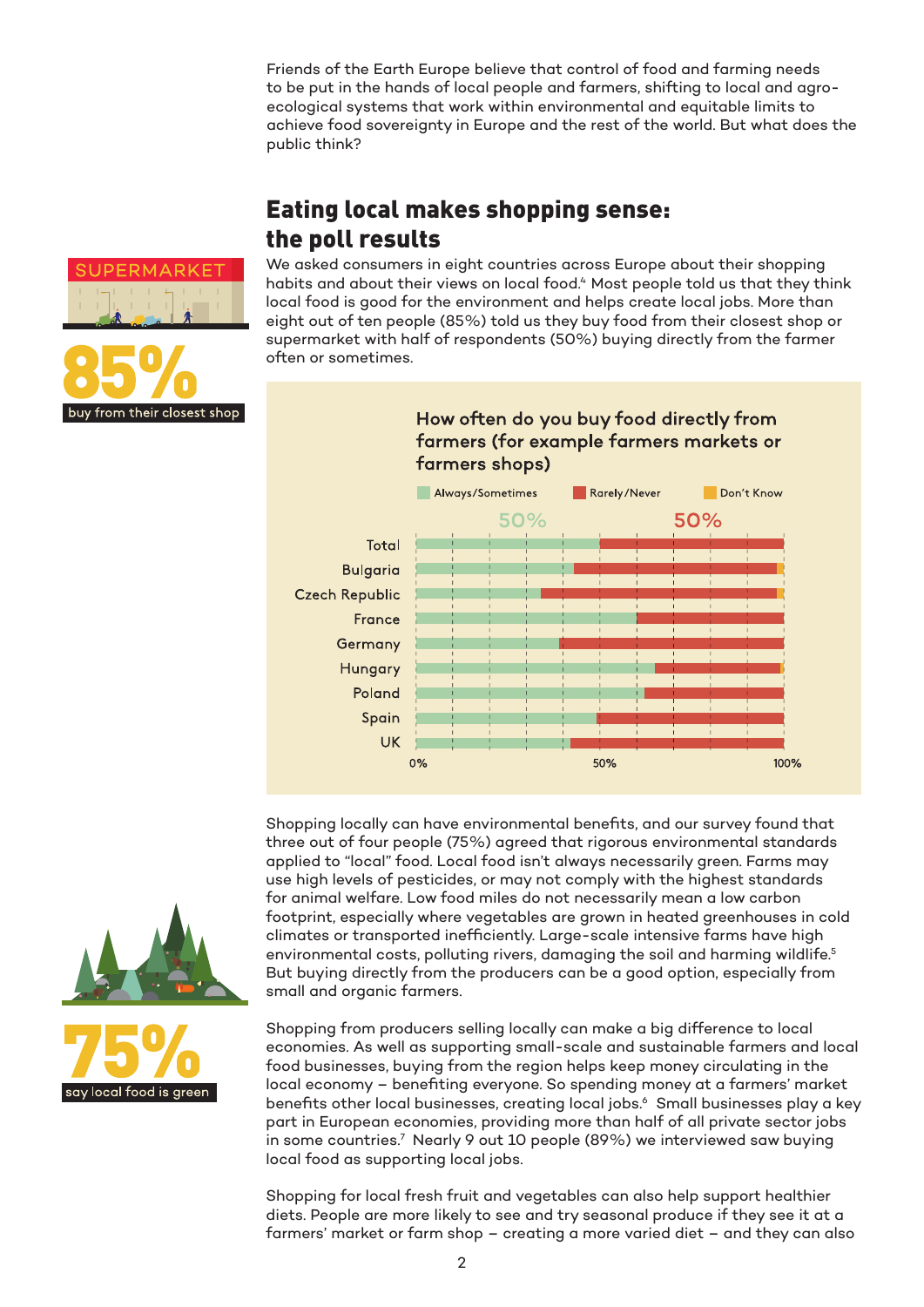Friends of the Earth Europe believe that control of food and farming needs to be put in the hands of local people and farmers, shifting to local and agro-ecological systems that work within environmental and equitable limits to achieve food sovereignty in Europe and the rest of the world. But what does the public think?

## Eating local makes shopping sense: the poll results

SUPERMARKET

**85%** buy from their closest shop

We asked consumers in eight countries across Europe about their shopping habits and about their views on local food.[4] Most people told us that they think local food is good for the environment and helps create local jobs. More than eight out of ten people (85%) told us they buy food from their closest shop or supermarket with half of respondents (50%) buying directly from the farmer often or sometimes.

**How often do you buy food directly from farmers (for example farmers markets or farmers shops)**

Always/Sometimes | Rarely/Never | Don't Know

Total: 50% Always/Sometimes, 50% Rarely/Never

Countries: Total, Bulgaria, Czech Republic, France, Germany, Hungary, Poland, Spain, UK

0% 50% 100%

Shopping locally can have environmental benefits, and our survey found that three out of four people (75%) agreed that rigorous environmental standards applied to "local" food. Local food isn't always necessarily green. Farms may use high levels of pesticides, or may not comply with the highest standards for animal welfare. Low food miles do not necessarily mean a low carbon footprint, especially where vegetables are grown in heated greenhouses in cold climates or transported inefficiently. Large-scale intensive farms have high environmental costs, polluting rivers, damaging the soil and harming wildlife.[5] But buying directly from the producers can be a good option, especially from small and organic farmers.

**75%** say local food is green

Shopping from producers selling locally can make a big difference to local economies. As well as supporting small-scale and sustainable farmers and local food businesses, buying from the region helps keep money circulating in the local economy – benefiting everyone. So spending money at a farmers' market benefits other local businesses, creating local jobs.[6] Small businesses play a key part in European economies, providing more than half of all private sector jobs in some countries.[7] Nearly 9 out 10 people (89%) we interviewed saw buying local food as supporting local jobs.

Shopping for local fresh fruit and vegetables can also help support healthier diets. People are more likely to see and try seasonal produce if they see it at a farmers' market or farm shop – creating a more varied diet – and they can also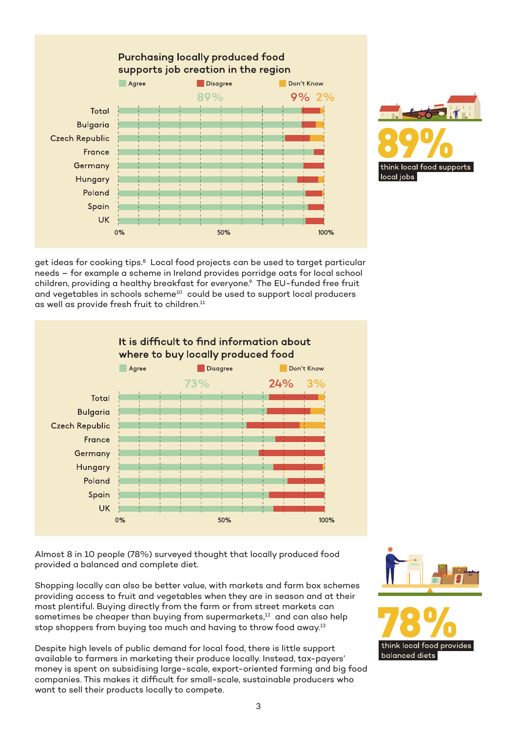### Purchasing locally produced food supports job creation in the region

Agree | Disagree | Don't Know

89% | 9% | 2%

Total, Bulgaria, Czech Republic, France, Germany, Hungary, Poland, Spain, UK

0% | 50% | 100%

**89%** think local food supports local jobs

get ideas for cooking tips.[8] Local food projects can be used to target particular needs – for example a scheme in Ireland provides porridge oats for local school children, providing a healthy breakfast for everyone.[9] The EU-funded free fruit and vegetables in schools scheme[10] could be used to support local producers as well as provide fresh fruit to children.[11]

### It is difficult to find information about where to buy locally produced food

Agree | Disagree | Don't Know

73% | 24% | 3%

Total, Bulgaria, Czech Republic, France, Germany, Hungary, Poland, Spain, UK

0% | 50% | 100%

Almost 8 in 10 people (78%) surveyed thought that locally produced food provided a balanced and complete diet.

**78%** think local food provides balanced diets

Shopping locally can also be better value, with markets and farm box schemes providing access to fruit and vegetables when they are in season and at their most plentiful. Buying directly from the farm or from street markets can sometimes be cheaper than buying from supermarkets,[12] and can also help stop shoppers from buying too much and having to throw food away.[13]

Despite high levels of public demand for local food, there is little support available to farmers in marketing their produce locally. Instead, tax-payers' money is spent on subsidising large-scale, export-oriented farming and big food companies. This makes it difficult for small-scale, sustainable producers who want to sell their products locally to compete.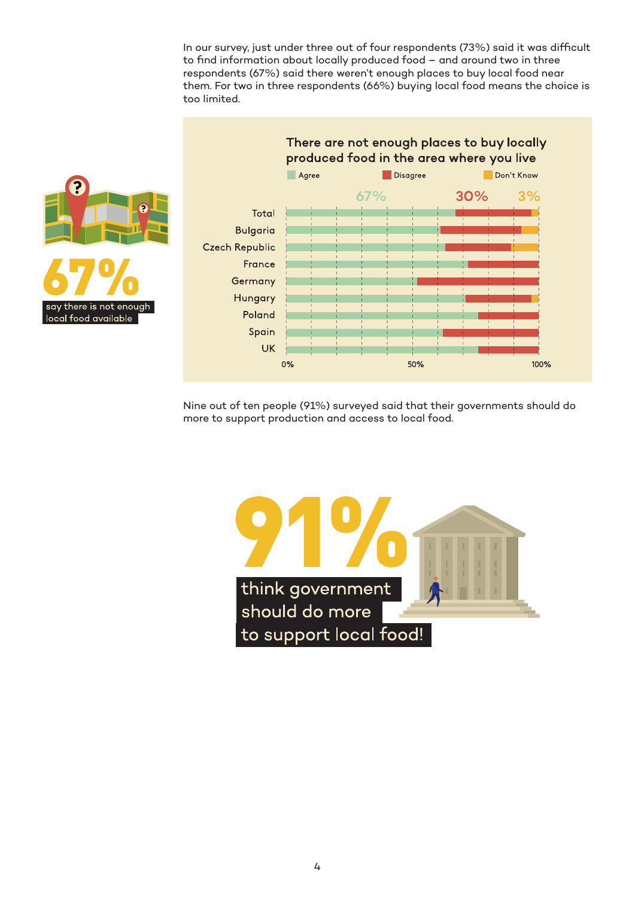In our survey, just under three out of four respondents (73%) said it was difficult to find information about locally produced food – and around two in three respondents (67%) said there weren't enough places to buy local food near them. For two in three respondents (66%) buying local food means the choice is too limited.

**67%** say there is not enough local food available

**There are not enough places to buy locally produced food in the area where you live**

Agree | Disagree | Don't Know

67% | 30% | 3%

Total, Bulgaria, Czech Republic, France, Germany, Hungary, Poland, Spain, UK

0% | 50% | 100%

Nine out of ten people (91%) surveyed said that their governments should do more to support production and access to local food.

**91%** think government should do more to support local food!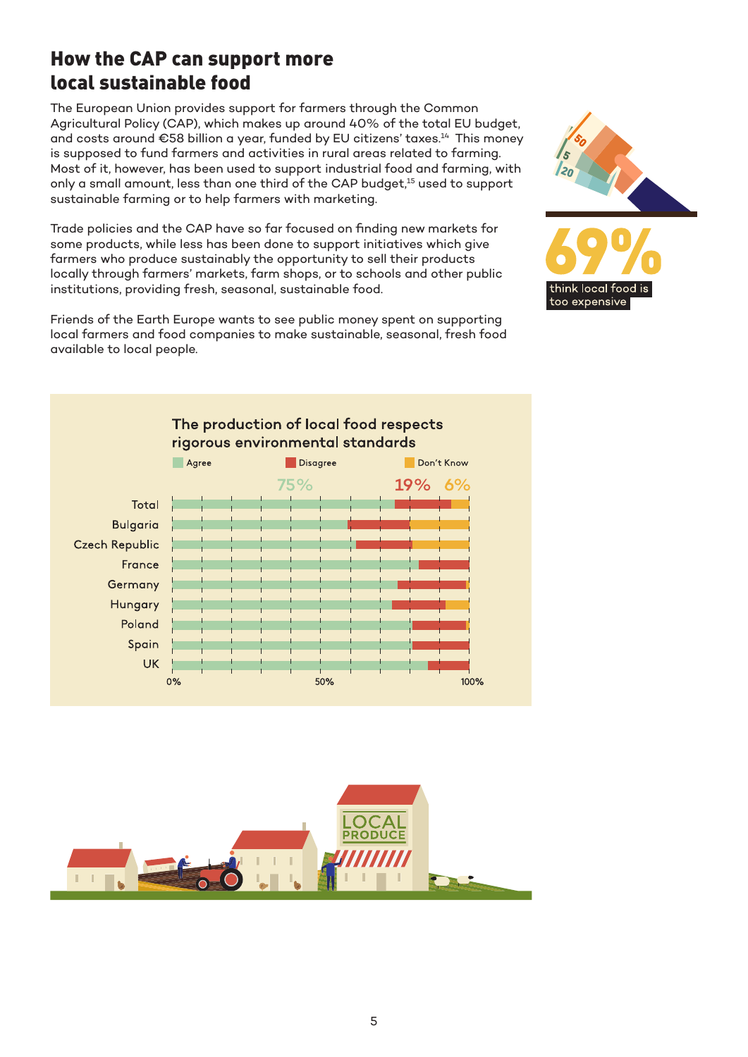## How the CAP can support more local sustainable food

The European Union provides support for farmers through the Common Agricultural Policy (CAP), which makes up around 40% of the total EU budget, and costs around €58 billion a year, funded by EU citizens' taxes.[14] This money is supposed to fund farmers and activities in rural areas related to farming. Most of it, however, has been used to support industrial food and farming, with only a small amount, less than one third of the CAP budget,[15] used to support sustainable farming or to help farmers with marketing.

Trade policies and the CAP have so far focused on finding new markets for some products, while less has been done to support initiatives which give farmers who produce sustainably the opportunity to sell their products locally through farmers' markets, farm shops, or to schools and other public institutions, providing fresh, seasonal, sustainable food.

Friends of the Earth Europe wants to see public money spent on supporting local farmers and food companies to make sustainable, seasonal, fresh food available to local people.

**69%** think local food is too expensive

**The production of local food respects rigorous environmental standards**

Agree | Disagree | Don't Know

| | Agree | Disagree | Don't Know |
|---|---|---|---|
| Total | 75% | 19% | 6% |

Countries shown: Bulgaria, Czech Republic, France, Germany, Hungary, Poland, Spain, UK

0% | 50% | 100%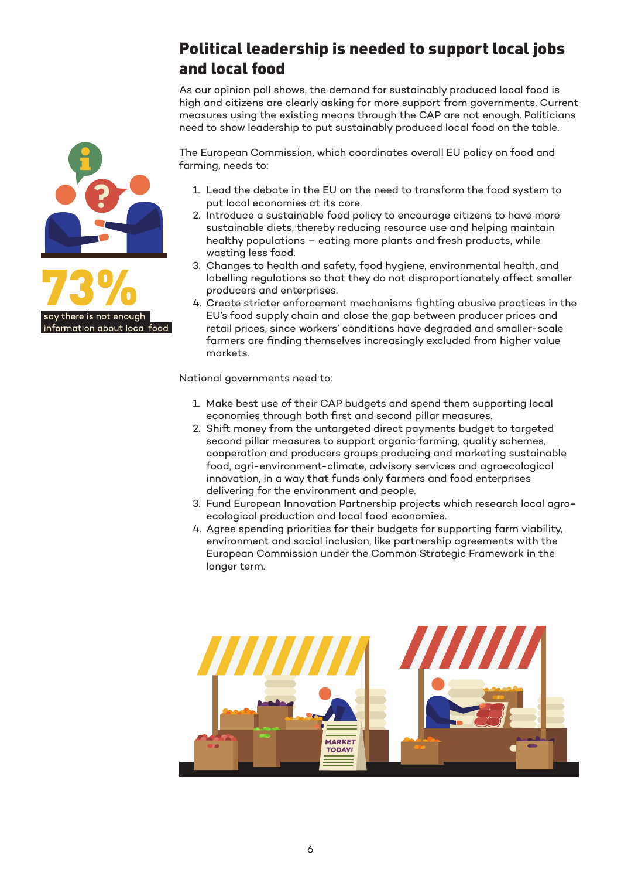## Political leadership is needed to support local jobs and local food

As our opinion poll shows, the demand for sustainably produced local food is high and citizens are clearly asking for more support from governments. Current measures using the existing means through the CAP are not enough. Politicians need to show leadership to put sustainably produced local food on the table.

**73%** say there is not enough information about local food

The European Commission, which coordinates overall EU policy on food and farming, needs to:

1. Lead the debate in the EU on the need to transform the food system to put local economies at its core.
2. Introduce a sustainable food policy to encourage citizens to have more sustainable diets, thereby reducing resource use and helping maintain healthy populations – eating more plants and fresh products, while wasting less food.
3. Changes to health and safety, food hygiene, environmental health, and labelling regulations so that they do not disproportionately affect smaller producers and enterprises.
4. Create stricter enforcement mechanisms fighting abusive practices in the EU's food supply chain and close the gap between producer prices and retail prices, since workers' conditions have degraded and smaller-scale farmers are finding themselves increasingly excluded from higher value markets.

National governments need to:

1. Make best use of their CAP budgets and spend them supporting local economies through both first and second pillar measures.
2. Shift money from the untargeted direct payments budget to targeted second pillar measures to support organic farming, quality schemes, cooperation and producers groups producing and marketing sustainable food, agri-environment-climate, advisory services and agroecological innovation, in a way that funds only farmers and food enterprises delivering for the environment and people.
3. Fund European Innovation Partnership projects which research local agro-ecological production and local food economies.
4. Agree spending priorities for their budgets for supporting farm viability, environment and social inclusion, like partnership agreements with the European Commission under the Common Strategic Framework in the longer term.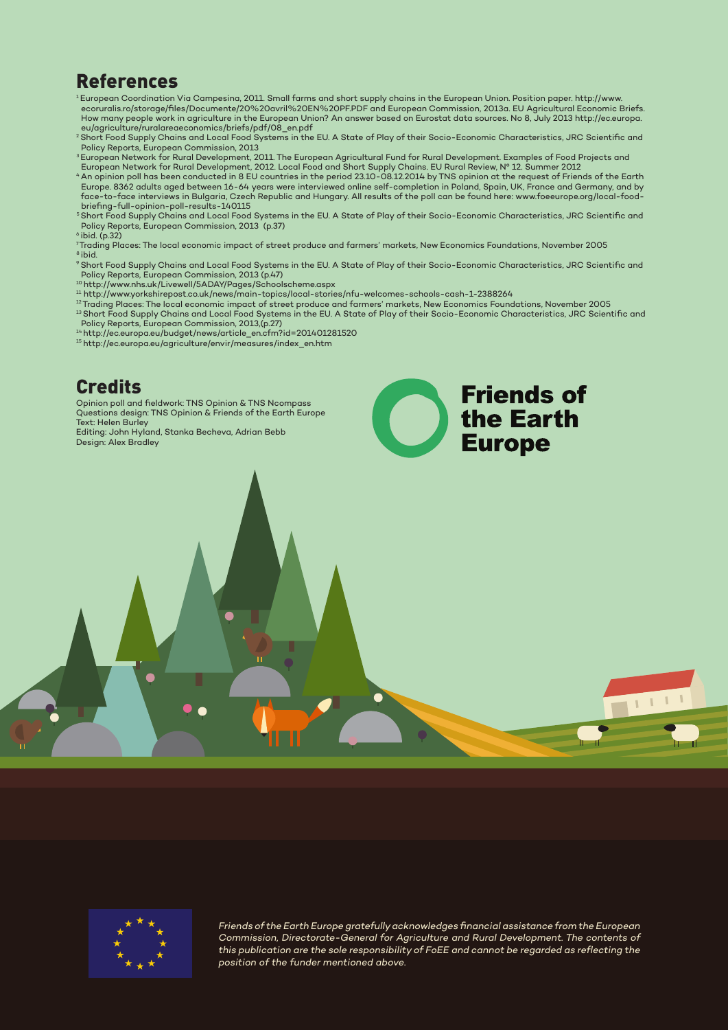## References

[1] European Coordination Via Campesina, 2011. Small farms and short supply chains in the European Union. Position paper. http://www.ecoruralis.ro/storage/files/Documente/20%20avril%20EN%20PF.PDF and European Commission, 2013a. EU Agricultural Economic Briefs. How many people work in agriculture in the European Union? An answer based on Eurostat data sources. No 8, July 2013 http://ec.europa.eu/agriculture/ruralareaeconomics/briefs/pdf/08_en.pdf

[2] Short Food Supply Chains and Local Food Systems in the EU. A State of Play of their Socio-Economic Characteristics, JRC Scientific and Policy Reports, European Commission, 2013

[3] European Network for Rural Development, 2011. The European Agricultural Fund for Rural Development. Examples of Food Projects and European Network for Rural Development, 2012. Local Food and Short Supply Chains. EU Rural Review, Nº 12. Summer 2012

[4] An opinion poll has been conducted in 8 EU countries in the period 23.10-08.12.2014 by TNS opinion at the request of Friends of the Earth Europe. 8362 adults aged between 16-64 years were interviewed online self-completion in Poland, Spain, UK, France and Germany, and by face-to-face interviews in Bulgaria, Czech Republic and Hungary. All results of the poll can be found here: www.foeeurope.org/local-food-briefing-full-opinion-poll-results-140115

[5] Short Food Supply Chains and Local Food Systems in the EU. A State of Play of their Socio-Economic Characteristics, JRC Scientific and Policy Reports, European Commission, 2013 (p.37)

[6] ibid. (p.32)

[7] Trading Places: The local economic impact of street produce and farmers' markets, New Economics Foundations, November 2005

[8] ibid.

[9] Short Food Supply Chains and Local Food Systems in the EU. A State of Play of their Socio-Economic Characteristics, JRC Scientific and Policy Reports, European Commission, 2013 (p.47)

[10] http://www.nhs.uk/Livewell/5ADAY/Pages/Schoolscheme.aspx

[11] http://www.yorkshirepost.co.uk/news/main-topics/local-stories/nfu-welcomes-schools-cash-1-2388264

[12] Trading Places: The local economic impact of street produce and farmers' markets, New Economics Foundations, November 2005

[13] Short Food Supply Chains and Local Food Systems in the EU. A State of Play of their Socio-Economic Characteristics, JRC Scientific and Policy Reports, European Commission, 2013,(p.27)

[14] http://ec.europa.eu/budget/news/article_en.cfm?id=201401281520

[15] http://ec.europa.eu/agriculture/envir/measures/index_en.htm

## Credits

Opinion poll and fieldwork: TNS Opinion & TNS Ncompass
Questions design: TNS Opinion & Friends of the Earth Europe
Text: Helen Burley
Editing: John Hyland, Stanka Becheva, Adrian Bebb
Design: Alex Bradley

**Friends of the Earth Europe**

*Friends of the Earth Europe gratefully acknowledges financial assistance from the European Commission, Directorate-General for Agriculture and Rural Development. The contents of this publication are the sole responsibility of FoEE and cannot be regarded as reflecting the position of the funder mentioned above.*